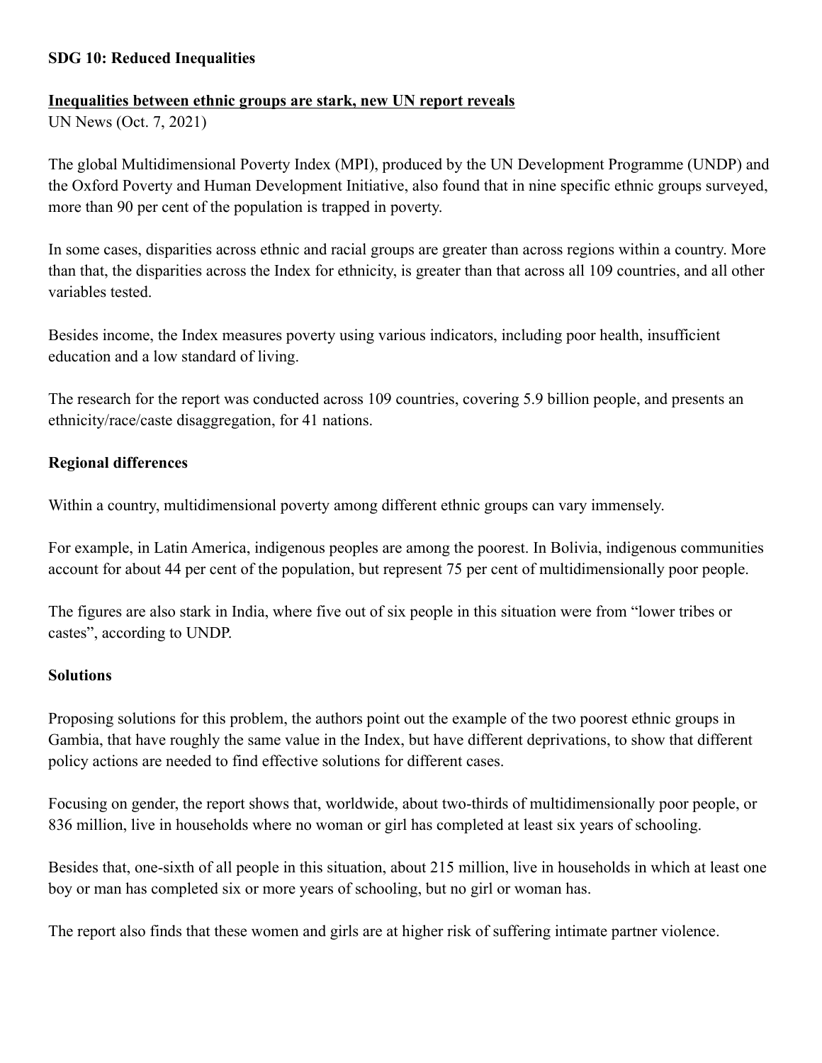**SDG 10: Reduced Inequalities**

**Inequalities between ethnic groups are stark, new UN report reveals**
UN News (Oct. 7, 2021)

The global Multidimensional Poverty Index (MPI), produced by the UN Development Programme (UNDP) and the Oxford Poverty and Human Development Initiative, also found that in nine specific ethnic groups surveyed, more than 90 per cent of the population is trapped in poverty.

In some cases, disparities across ethnic and racial groups are greater than across regions within a country. More than that, the disparities across the Index for ethnicity, is greater than that across all 109 countries, and all other variables tested.

Besides income, the Index measures poverty using various indicators, including poor health, insufficient education and a low standard of living.

The research for the report was conducted across 109 countries, covering 5.9 billion people, and presents an ethnicity/race/caste disaggregation, for 41 nations.

**Regional differences**

Within a country, multidimensional poverty among different ethnic groups can vary immensely.

For example, in Latin America, indigenous peoples are among the poorest. In Bolivia, indigenous communities account for about 44 per cent of the population, but represent 75 per cent of multidimensionally poor people.

The figures are also stark in India, where five out of six people in this situation were from "lower tribes or castes", according to UNDP.

**Solutions**

Proposing solutions for this problem, the authors point out the example of the two poorest ethnic groups in Gambia, that have roughly the same value in the Index, but have different deprivations, to show that different policy actions are needed to find effective solutions for different cases.

Focusing on gender, the report shows that, worldwide, about two-thirds of multidimensionally poor people, or 836 million, live in households where no woman or girl has completed at least six years of schooling.

Besides that, one-sixth of all people in this situation, about 215 million, live in households in which at least one boy or man has completed six or more years of schooling, but no girl or woman has.

The report also finds that these women and girls are at higher risk of suffering intimate partner violence.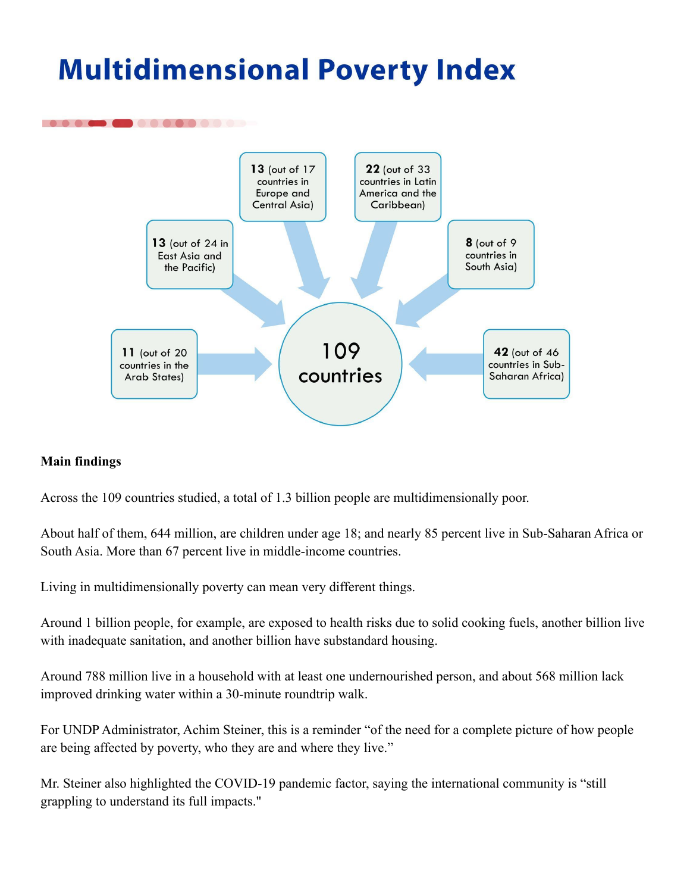# Multidimensional Poverty Index

13 (out of 24 in East Asia and the Pacific)

13 (out of 17 countries in Europe and Central Asia)

22 (out of 33 countries in Latin America and the Caribbean)

8 (out of 9 countries in South Asia)

11 (out of 20 countries in the Arab States)

42 (out of 46 countries in Sub-Saharan Africa)

109 countries

**Main findings**

Across the 109 countries studied, a total of 1.3 billion people are multidimensionally poor.

About half of them, 644 million, are children under age 18; and nearly 85 percent live in Sub-Saharan Africa or South Asia. More than 67 percent live in middle-income countries.

Living in multidimensionally poverty can mean very different things.

Around 1 billion people, for example, are exposed to health risks due to solid cooking fuels, another billion live with inadequate sanitation, and another billion have substandard housing.

Around 788 million live in a household with at least one undernourished person, and about 568 million lack improved drinking water within a 30-minute roundtrip walk.

For UNDP Administrator, Achim Steiner, this is a reminder "of the need for a complete picture of how people are being affected by poverty, who they are and where they live."

Mr. Steiner also highlighted the COVID-19 pandemic factor, saying the international community is "still grappling to understand its full impacts."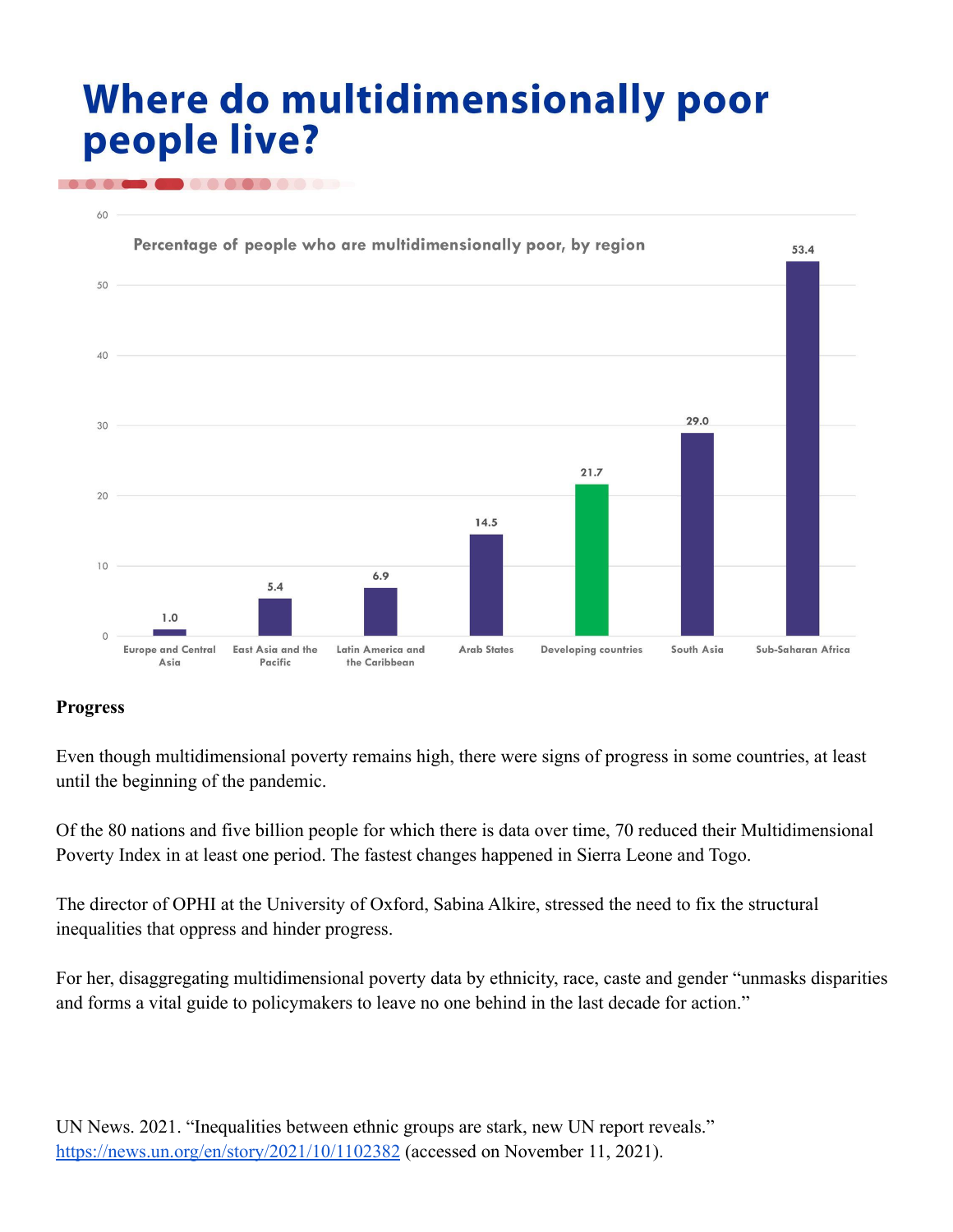# Where do multidimensionally poor people live?

Percentage of people who are multidimensionally poor, by region

60
50
40
30
20
10
0

1.0
5.4
6.9
14.5
21.7
29.0
53.4

Europe and Central Asia
East Asia and the Pacific
Latin America and the Caribbean
Arab States
Developing countries
South Asia
Sub-Saharan Africa

**Progress**

Even though multidimensional poverty remains high, there were signs of progress in some countries, at least until the beginning of the pandemic.

Of the 80 nations and five billion people for which there is data over time, 70 reduced their Multidimensional Poverty Index in at least one period. The fastest changes happened in Sierra Leone and Togo.

The director of OPHI at the University of Oxford, Sabina Alkire, stressed the need to fix the structural inequalities that oppress and hinder progress.

For her, disaggregating multidimensional poverty data by ethnicity, race, caste and gender "unmasks disparities and forms a vital guide to policymakers to leave no one behind in the last decade for action."

UN News. 2021. "Inequalities between ethnic groups are stark, new UN report reveals." https://news.un.org/en/story/2021/10/1102382 (accessed on November 11, 2021).